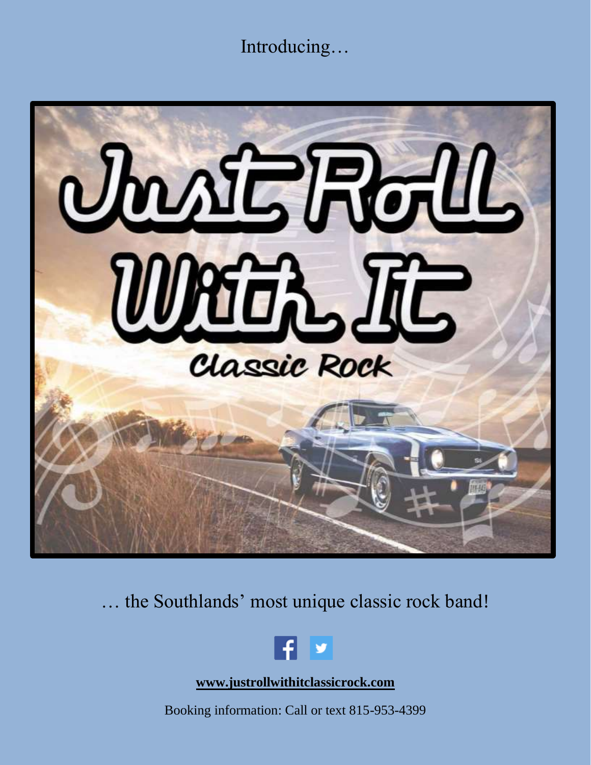Introducing…

# Just Roll With It

### Classic Rock

… the Southlands' most unique classic rock band!

**www.justrollwithitclassicrock.com**

Booking information: Call or text 815-953-4399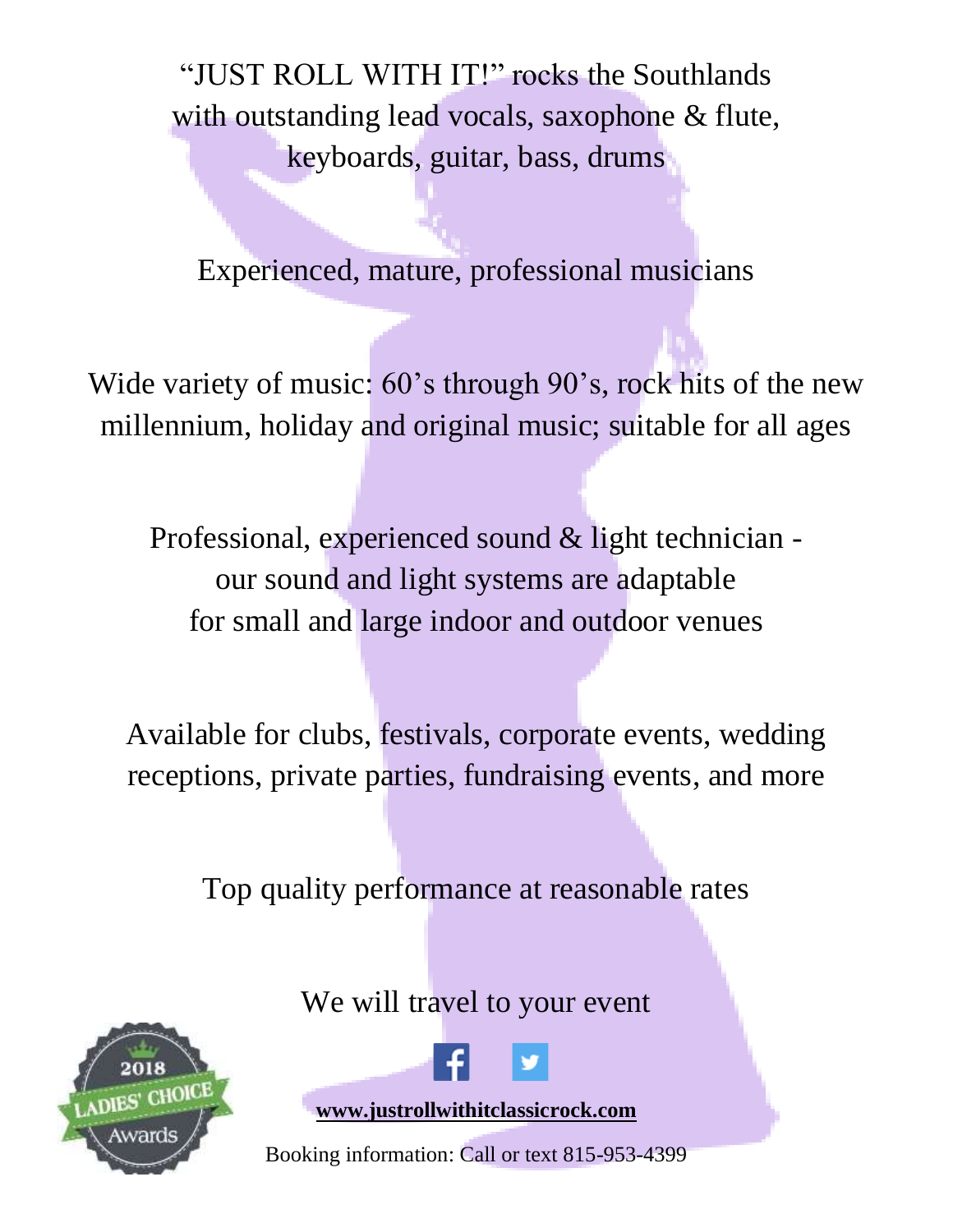"JUST ROLL WITH IT!" rocks the Southlands with outstanding lead vocals, saxophone & flute, keyboards, guitar, bass, drums

Experienced, mature, professional musicians

Wide variety of music: 60's through 90's, rock hits of the new millennium, holiday and original music; suitable for all ages

Professional, experienced sound & light technician - our sound and light systems are adaptable for small and large indoor and outdoor venues

Available for clubs, festivals, corporate events, wedding receptions, private parties, fundraising events, and more

Top quality performance at reasonable rates

We will travel to your event

2018 LADIES' CHOICE Awards

**www.justrollwithitclassicrock.com**

Booking information: Call or text 815-953-4399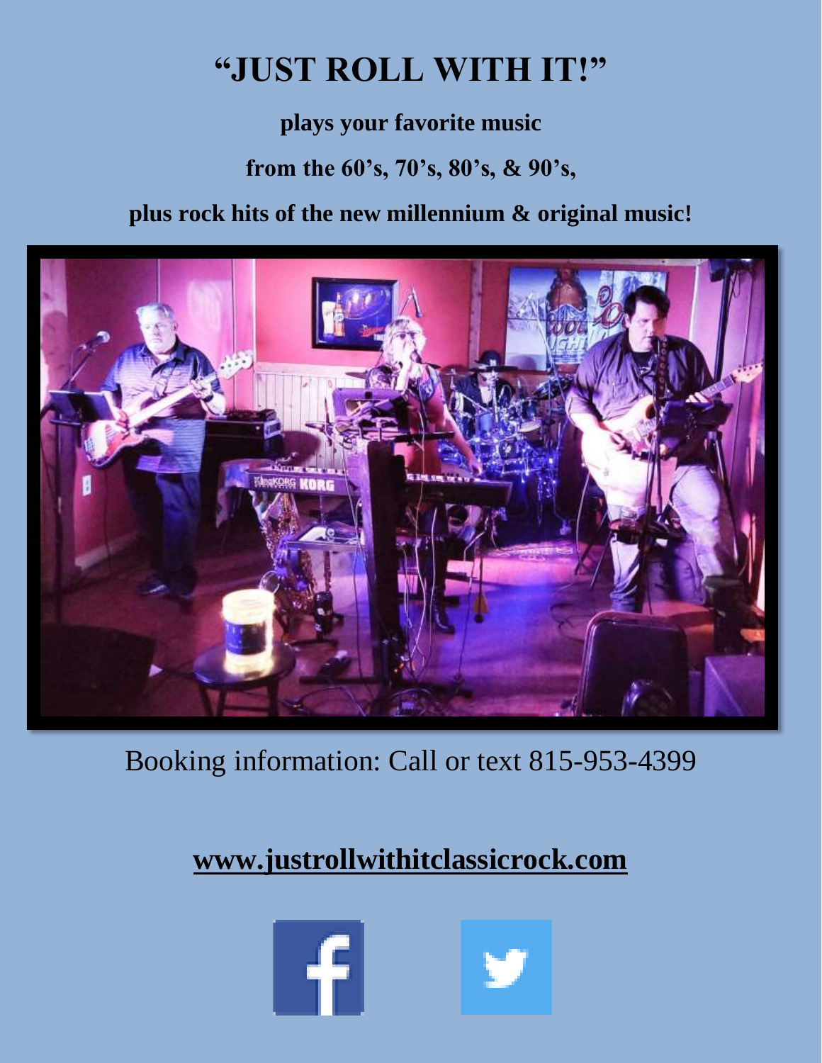# "JUST ROLL WITH IT!"

**plays your favorite music**

**from the 60's, 70's, 80's, & 90's,**

**plus rock hits of the new millennium & original music!**

Booking information: Call or text 815-953-4399

**www.justrollwithitclassicrock.com**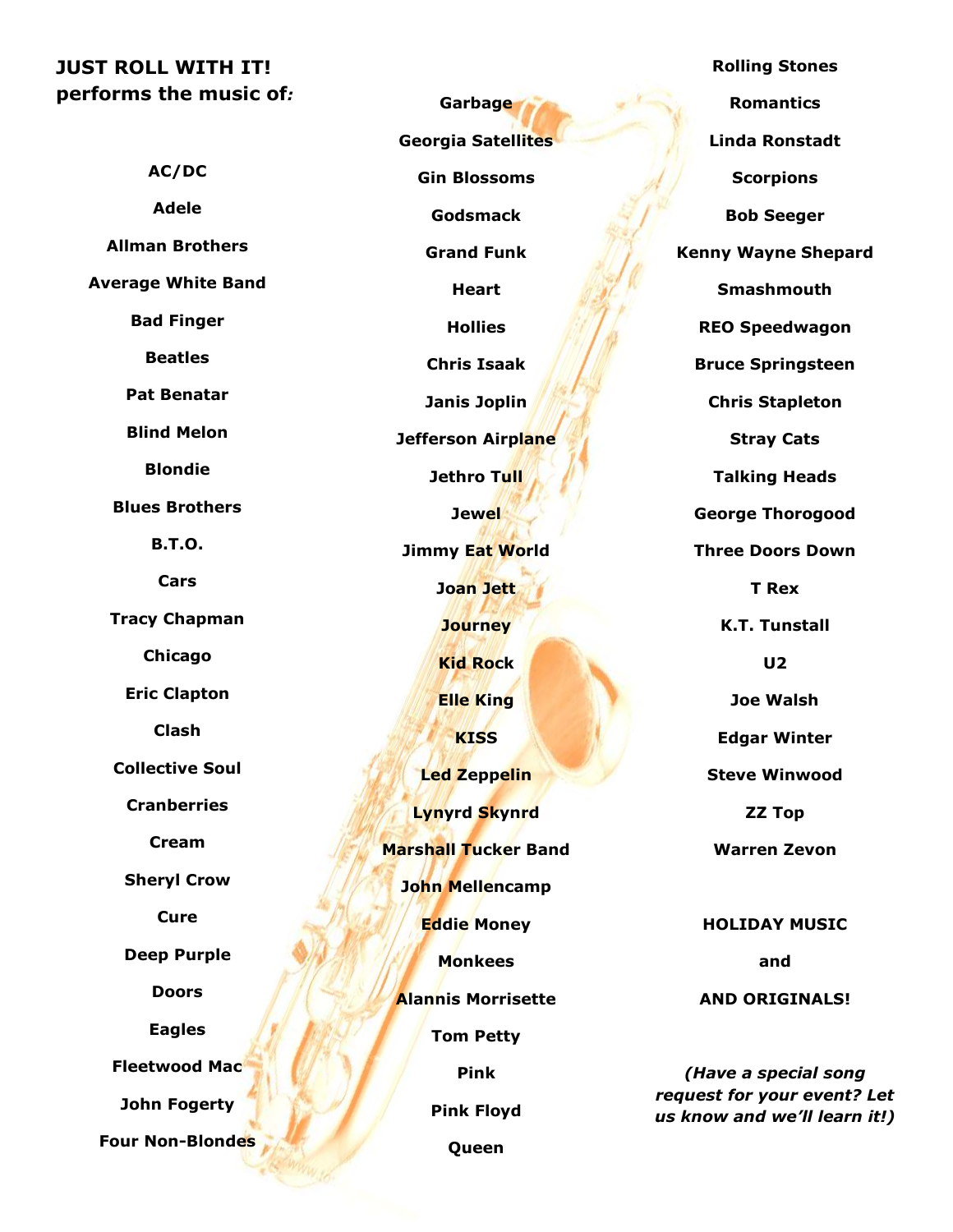**JUST ROLL WITH IT!**
**performs the music of*:***

**AC/DC**

**Adele**

**Allman Brothers**

**Average White Band**

**Bad Finger**

**Beatles**

**Pat Benatar**

**Blind Melon**

**Blondie**

**Blues Brothers**

**B.T.O.**

**Cars**

**Tracy Chapman**

**Chicago**

**Eric Clapton**

**Clash**

**Collective Soul**

**Cranberries**

**Cream**

**Sheryl Crow**

**Cure**

**Deep Purple**

**Doors**

**Eagles**

**Fleetwood Mac**

**John Fogerty**

**Four Non-Blondes**

**Garbage**

**Georgia Satellites**

**Gin Blossoms**

**Godsmack**

**Grand Funk**

**Heart**

**Hollies**

**Chris Isaak**

**Janis Joplin**

**Jefferson Airplane**

**Jethro Tull**

**Jewel**

**Jimmy Eat World**

**Joan Jett**

**Journey**

**Kid Rock**

**Elle King**

**KISS**

**Led Zeppelin**

**Lynyrd Skynrd**

**Marshall Tucker Band**

**John Mellencamp**

**Eddie Money**

**Monkees**

**Alannis Morrisette**

**Tom Petty**

**Pink**

**Pink Floyd**

**Queen**

**Rolling Stones**

**Romantics**

**Linda Ronstadt**

**Scorpions**

**Bob Seeger**

**Kenny Wayne Shepard**

**Smashmouth**

**REO Speedwagon**

**Bruce Springsteen**

**Chris Stapleton**

**Stray Cats**

**Talking Heads**

**George Thorogood**

**Three Doors Down**

**T Rex**

**K.T. Tunstall**

**U2**

**Joe Walsh**

**Edgar Winter**

**Steve Winwood**

**ZZ Top**

**Warren Zevon**

**HOLIDAY MUSIC**

**and**

**AND ORIGINALS!**

***(Have a special song request for your event? Let us know and we'll learn it!)***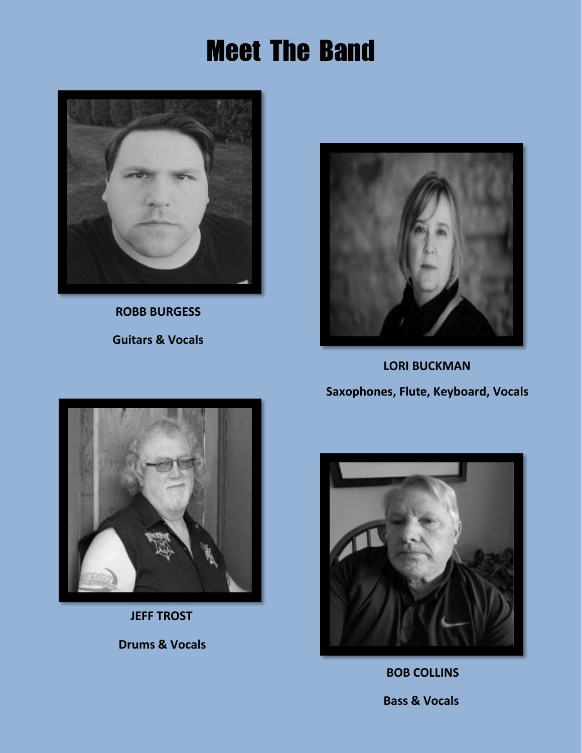# Meet The Band

**ROBB BURGESS**

**Guitars & Vocals**

**LORI BUCKMAN**

**Saxophones, Flute, Keyboard, Vocals**

**JEFF TROST**

**Drums & Vocals**

**BOB COLLINS**

**Bass & Vocals**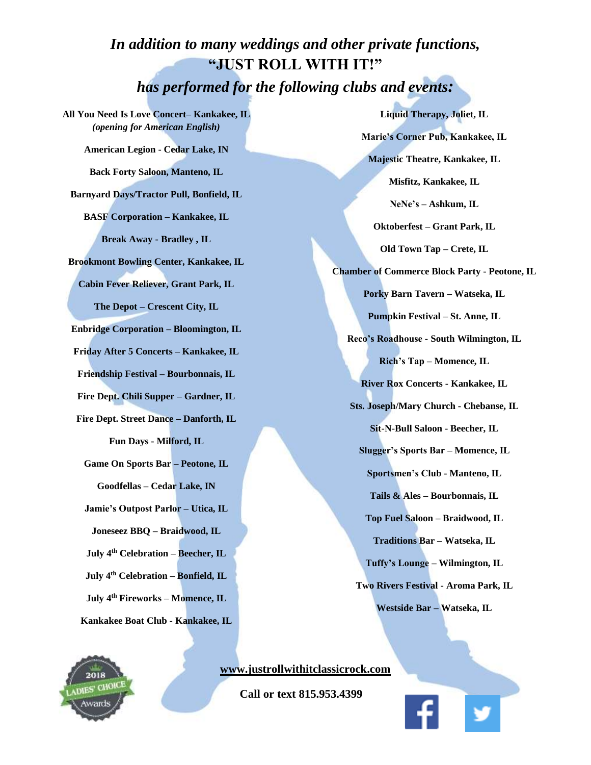*In addition to many weddings and other private functions,*
**"JUST ROLL WITH IT!"**
*has performed for the following clubs and events:*

**All You Need Is Love Concert– Kankakee, IL**
***(opening for American English)***

**American Legion - Cedar Lake, IN**

**Back Forty Saloon, Manteno, IL**

**Barnyard Days/Tractor Pull, Bonfield, IL**

**BASF Corporation – Kankakee, IL**

**Break Away - Bradley , IL**

**Brookmont Bowling Center, Kankakee, IL**

**Cabin Fever Reliever, Grant Park, IL**

**The Depot – Crescent City, IL**

**Enbridge Corporation – Bloomington, IL**

**Friday After 5 Concerts – Kankakee, IL**

**Friendship Festival – Bourbonnais, IL**

**Fire Dept. Chili Supper – Gardner, IL**

**Fire Dept. Street Dance – Danforth, IL**

**Fun Days - Milford, IL**

**Game On Sports Bar – Peotone, IL**

**Goodfellas – Cedar Lake, IN**

**Jamie's Outpost Parlor – Utica, IL**

**Joneseez BBQ – Braidwood, IL**

**July 4th Celebration – Beecher, IL**

**July 4th Celebration – Bonfield, IL**

**July 4th Fireworks – Momence, IL**

**Kankakee Boat Club - Kankakee, IL**

**Liquid Therapy, Joliet, IL**

**Marie's Corner Pub, Kankakee, IL**

**Majestic Theatre, Kankakee, IL**

**Misfitz, Kankakee, IL**

**NeNe's – Ashkum, IL**

**Oktoberfest – Grant Park, IL**

**Old Town Tap – Crete, IL**

**Chamber of Commerce Block Party - Peotone, IL**

**Porky Barn Tavern – Watseka, IL**

**Pumpkin Festival – St. Anne, IL**

**Reco's Roadhouse - South Wilmington, IL**

**Rich's Tap – Momence, IL**

**River Rox Concerts - Kankakee, IL**

**Sts. Joseph/Mary Church - Chebanse, IL**

**Sit-N-Bull Saloon - Beecher, IL**

**Slugger's Sports Bar – Momence, IL**

**Sportsmen's Club - Manteno, IL**

**Tails & Ales – Bourbonnais, IL**

**Top Fuel Saloon – Braidwood, IL**

**Traditions Bar – Watseka, IL**

**Tuffy's Lounge – Wilmington, IL**

**Two Rivers Festival - Aroma Park, IL**

**Westside Bar – Watseka, IL**

2018 LADIES' CHOICE Awards

**www.justrollwithitclassicrock.com**

**Call or text 815.953.4399**